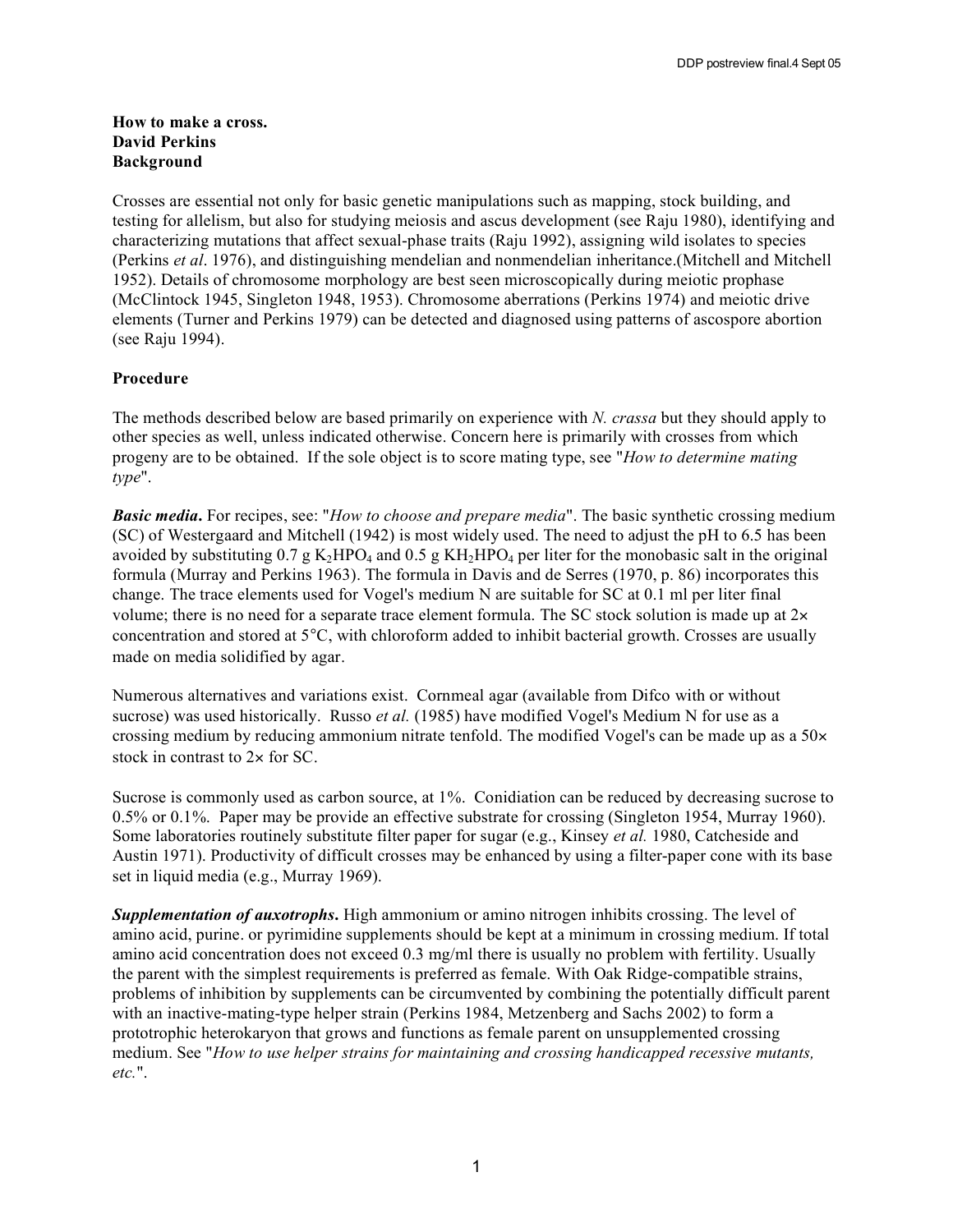**How to make a cross.**
**David Perkins**
**Background**

Crosses are essential not only for basic genetic manipulations such as mapping, stock building, and testing for allelism, but also for studying meiosis and ascus development (see Raju 1980), identifying and characterizing mutations that affect sexual-phase traits (Raju 1992), assigning wild isolates to species (Perkins *et al*. 1976), and distinguishing mendelian and nonmendelian inheritance.(Mitchell and Mitchell 1952). Details of chromosome morphology are best seen microscopically during meiotic prophase (McClintock 1945, Singleton 1948, 1953). Chromosome aberrations (Perkins 1974) and meiotic drive elements (Turner and Perkins 1979) can be detected and diagnosed using patterns of ascospore abortion (see Raju 1994).

**Procedure**

The methods described below are based primarily on experience with *N. crassa* but they should apply to other species as well, unless indicated otherwise. Concern here is primarily with crosses from which progeny are to be obtained. If the sole object is to score mating type, see "*How to determine mating type*".

***Basic media*.** For recipes, see: "*How to choose and prepare media*". The basic synthetic crossing medium (SC) of Westergaard and Mitchell (1942) is most widely used. The need to adjust the pH to 6.5 has been avoided by substituting 0.7 g $K_2HPO_4$ and 0.5 g $KH_2HPO_4$ per liter for the monobasic salt in the original formula (Murray and Perkins 1963). The formula in Davis and de Serres (1970, p. 86) incorporates this change. The trace elements used for Vogel's medium N are suitable for SC at 0.1 ml per liter final volume; there is no need for a separate trace element formula. The SC stock solution is made up at 2× concentration and stored at 5°C, with chloroform added to inhibit bacterial growth. Crosses are usually made on media solidified by agar.

Numerous alternatives and variations exist. Cornmeal agar (available from Difco with or without sucrose) was used historically. Russo *et al.* (1985) have modified Vogel's Medium N for use as a crossing medium by reducing ammonium nitrate tenfold. The modified Vogel's can be made up as a 50× stock in contrast to 2× for SC.

Sucrose is commonly used as carbon source, at 1%. Conidiation can be reduced by decreasing sucrose to 0.5% or 0.1%. Paper may be provide an effective substrate for crossing (Singleton 1954, Murray 1960). Some laboratories routinely substitute filter paper for sugar (e.g., Kinsey *et al.* 1980, Catcheside and Austin 1971). Productivity of difficult crosses may be enhanced by using a filter-paper cone with its base set in liquid media (e.g., Murray 1969).

***Supplementation of auxotrophs*.** High ammonium or amino nitrogen inhibits crossing. The level of amino acid, purine. or pyrimidine supplements should be kept at a minimum in crossing medium. If total amino acid concentration does not exceed 0.3 mg/ml there is usually no problem with fertility. Usually the parent with the simplest requirements is preferred as female. With Oak Ridge-compatible strains, problems of inhibition by supplements can be circumvented by combining the potentially difficult parent with an inactive-mating-type helper strain (Perkins 1984, Metzenberg and Sachs 2002) to form a prototrophic heterokaryon that grows and functions as female parent on unsupplemented crossing medium. See "*How to use helper strains for maintaining and crossing handicapped recessive mutants, etc.*".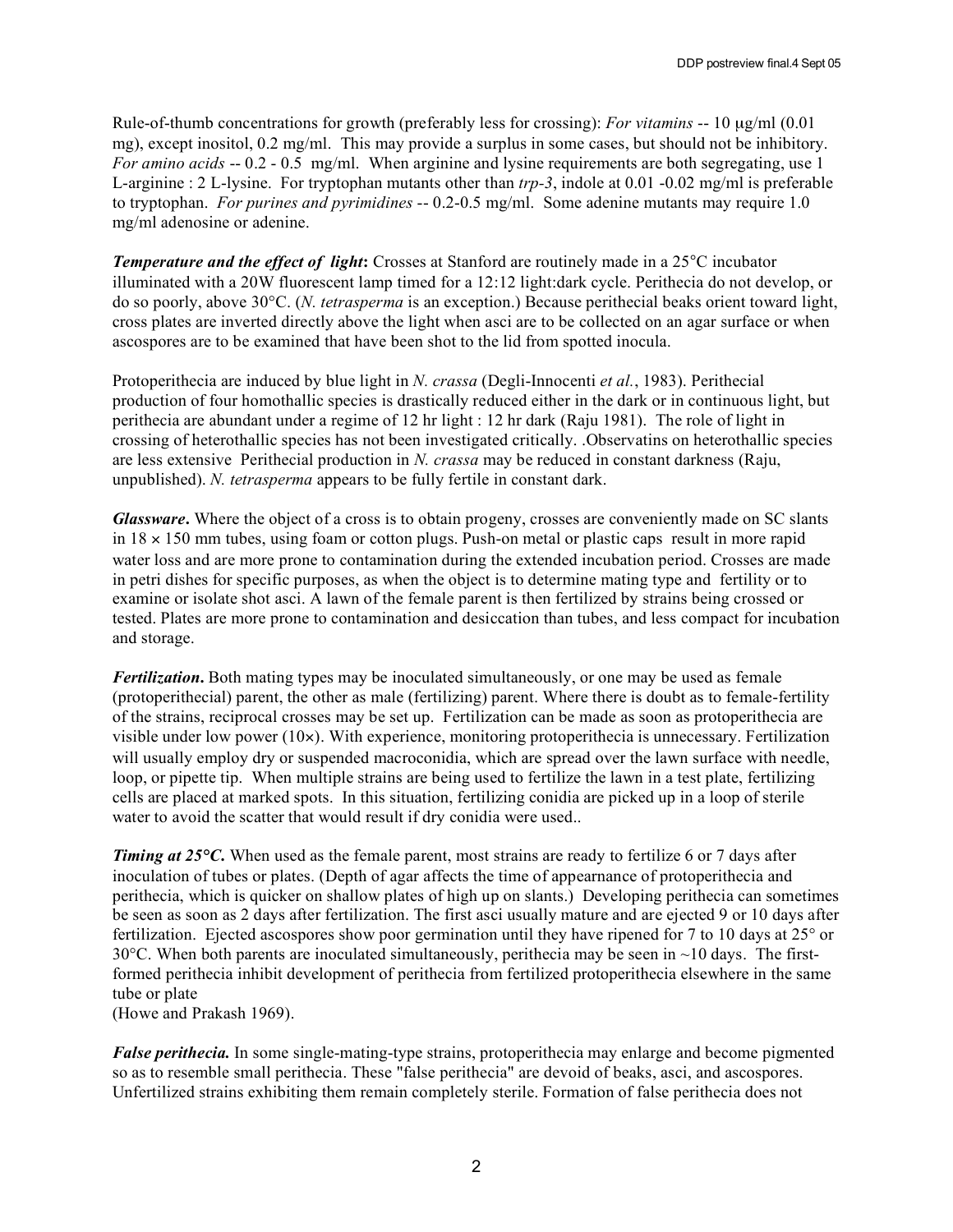Rule-of-thumb concentrations for growth (preferably less for crossing): *For vitamins* -- 10 μg/ml (0.01 mg), except inositol, 0.2 mg/ml. This may provide a surplus in some cases, but should not be inhibitory. *For amino acids* -- 0.2 - 0.5 mg/ml. When arginine and lysine requirements are both segregating, use 1 L-arginine : 2 L-lysine. For tryptophan mutants other than *trp-3*, indole at 0.01 -0.02 mg/ml is preferable to tryptophan. *For purines and pyrimidines* -- 0.2-0.5 mg/ml. Some adenine mutants may require 1.0 mg/ml adenosine or adenine.

***Temperature and the effect of light*:** Crosses at Stanford are routinely made in a 25°C incubator illuminated with a 20W fluorescent lamp timed for a 12:12 light:dark cycle. Perithecia do not develop, or do so poorly, above 30°C. (*N. tetrasperma* is an exception.) Because perithecial beaks orient toward light, cross plates are inverted directly above the light when asci are to be collected on an agar surface or when ascospores are to be examined that have been shot to the lid from spotted inocula.

Protoperithecia are induced by blue light in *N. crassa* (Degli-Innocenti *et al.*, 1983). Perithecial production of four homothallic species is drastically reduced either in the dark or in continuous light, but perithecia are abundant under a regime of 12 hr light : 12 hr dark (Raju 1981). The role of light in crossing of heterothallic species has not been investigated critically. .Observatins on heterothallic species are less extensive Perithecial production in *N. crassa* may be reduced in constant darkness (Raju, unpublished). *N. tetrasperma* appears to be fully fertile in constant dark.

***Glassware*.** Where the object of a cross is to obtain progeny, crosses are conveniently made on SC slants in 18 × 150 mm tubes, using foam or cotton plugs. Push-on metal or plastic caps result in more rapid water loss and are more prone to contamination during the extended incubation period. Crosses are made in petri dishes for specific purposes, as when the object is to determine mating type and fertility or to examine or isolate shot asci. A lawn of the female parent is then fertilized by strains being crossed or tested. Plates are more prone to contamination and desiccation than tubes, and less compact for incubation and storage.

***Fertilization*.** Both mating types may be inoculated simultaneously, or one may be used as female (protoperithecial) parent, the other as male (fertilizing) parent. Where there is doubt as to female-fertility of the strains, reciprocal crosses may be set up. Fertilization can be made as soon as protoperithecia are visible under low power (10×). With experience, monitoring protoperithecia is unnecessary. Fertilization will usually employ dry or suspended macroconidia, which are spread over the lawn surface with needle, loop, or pipette tip. When multiple strains are being used to fertilize the lawn in a test plate, fertilizing cells are placed at marked spots. In this situation, fertilizing conidia are picked up in a loop of sterile water to avoid the scatter that would result if dry conidia were used..

***Timing at 25°C.*** When used as the female parent, most strains are ready to fertilize 6 or 7 days after inoculation of tubes or plates. (Depth of agar affects the time of appearnance of protoperithecia and perithecia, which is quicker on shallow plates of high up on slants.) Developing perithecia can sometimes be seen as soon as 2 days after fertilization. The first asci usually mature and are ejected 9 or 10 days after fertilization. Ejected ascospores show poor germination until they have ripened for 7 to 10 days at 25° or 30°C. When both parents are inoculated simultaneously, perithecia may be seen in ~10 days. The first-formed perithecia inhibit development of perithecia from fertilized protoperithecia elsewhere in the same tube or plate
(Howe and Prakash 1969).

***False perithecia.*** In some single-mating-type strains, protoperithecia may enlarge and become pigmented so as to resemble small perithecia. These "false perithecia" are devoid of beaks, asci, and ascospores. Unfertilized strains exhibiting them remain completely sterile. Formation of false perithecia does not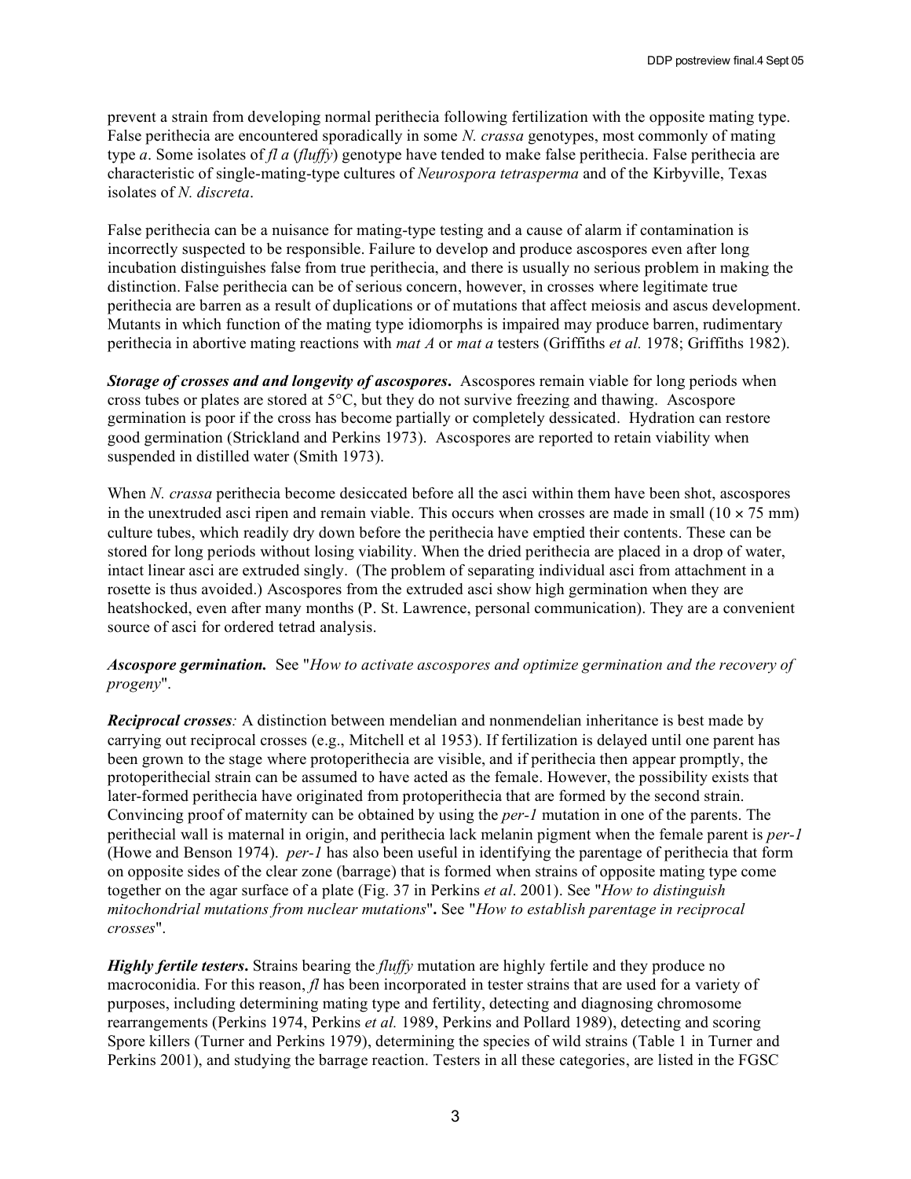prevent a strain from developing normal perithecia following fertilization with the opposite mating type. False perithecia are encountered sporadically in some *N. crassa* genotypes, most commonly of mating type *a*. Some isolates of *fl a* (*fluffy*) genotype have tended to make false perithecia. False perithecia are characteristic of single-mating-type cultures of *Neurospora tetrasperma* and of the Kirbyville, Texas isolates of *N. discreta*.

False perithecia can be a nuisance for mating-type testing and a cause of alarm if contamination is incorrectly suspected to be responsible. Failure to develop and produce ascospores even after long incubation distinguishes false from true perithecia, and there is usually no serious problem in making the distinction. False perithecia can be of serious concern, however, in crosses where legitimate true perithecia are barren as a result of duplications or of mutations that affect meiosis and ascus development. Mutants in which function of the mating type idiomorphs is impaired may produce barren, rudimentary perithecia in abortive mating reactions with *mat A* or *mat a* testers (Griffiths *et al.* 1978; Griffiths 1982).

***Storage of crosses and and longevity of ascospores.*** Ascospores remain viable for long periods when cross tubes or plates are stored at 5°C, but they do not survive freezing and thawing. Ascospore germination is poor if the cross has become partially or completely dessicated. Hydration can restore good germination (Strickland and Perkins 1973). Ascospores are reported to retain viability when suspended in distilled water (Smith 1973).

When *N. crassa* perithecia become desiccated before all the asci within them have been shot, ascospores in the unextruded asci ripen and remain viable. This occurs when crosses are made in small (10 × 75 mm) culture tubes, which readily dry down before the perithecia have emptied their contents. These can be stored for long periods without losing viability. When the dried perithecia are placed in a drop of water, intact linear asci are extruded singly. (The problem of separating individual asci from attachment in a rosette is thus avoided.) Ascospores from the extruded asci show high germination when they are heatshocked, even after many months (P. St. Lawrence, personal communication). They are a convenient source of asci for ordered tetrad analysis.

***Ascospore germination.*** See "*How to activate ascospores and optimize germination and the recovery of progeny*".

***Reciprocal crosses:*** A distinction between mendelian and nonmendelian inheritance is best made by carrying out reciprocal crosses (e.g., Mitchell et al 1953). If fertilization is delayed until one parent has been grown to the stage where protoperithecia are visible, and if perithecia then appear promptly, the protoperithecial strain can be assumed to have acted as the female. However, the possibility exists that later-formed perithecia have originated from protoperithecia that are formed by the second strain. Convincing proof of maternity can be obtained by using the *per-1* mutation in one of the parents. The perithecial wall is maternal in origin, and perithecia lack melanin pigment when the female parent is *per-1* (Howe and Benson 1974). *per-1* has also been useful in identifying the parentage of perithecia that form on opposite sides of the clear zone (barrage) that is formed when strains of opposite mating type come together on the agar surface of a plate (Fig. 37 in Perkins *et al*. 2001). See "*How to distinguish mitochondrial mutations from nuclear mutations*". See "*How to establish parentage in reciprocal crosses*".

***Highly fertile testers.*** Strains bearing the *fluffy* mutation are highly fertile and they produce no macroconidia. For this reason, *fl* has been incorporated in tester strains that are used for a variety of purposes, including determining mating type and fertility, detecting and diagnosing chromosome rearrangements (Perkins 1974, Perkins *et al.* 1989, Perkins and Pollard 1989), detecting and scoring Spore killers (Turner and Perkins 1979), determining the species of wild strains (Table 1 in Turner and Perkins 2001), and studying the barrage reaction. Testers in all these categories, are listed in the FGSC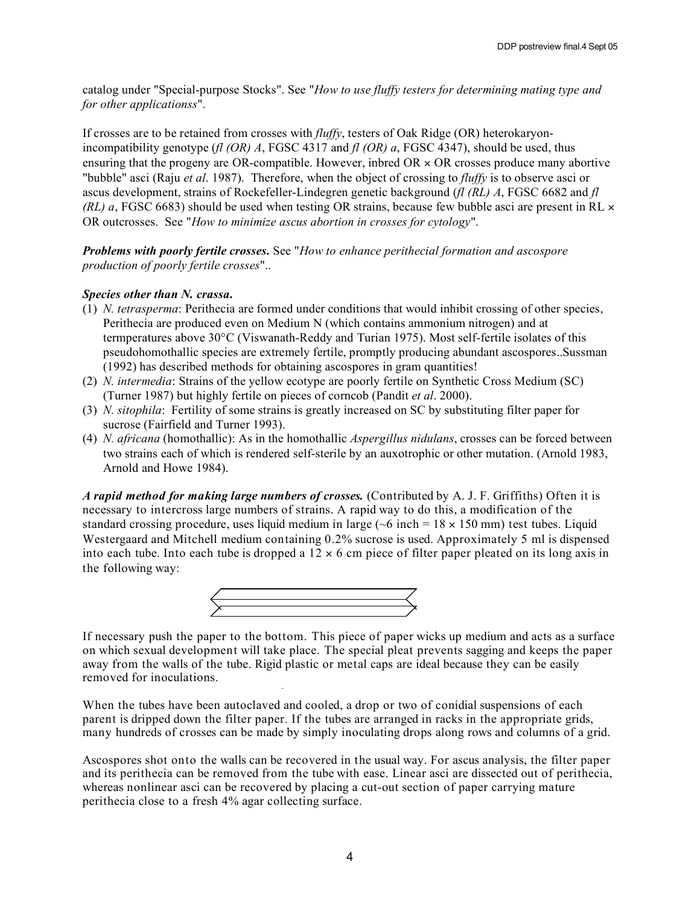catalog under "Special-purpose Stocks". See "*How to use fluffy testers for determining mating type and for other applicationss*".

If crosses are to be retained from crosses with *fluffy*, testers of Oak Ridge (OR) heterokaryon-incompatibility genotype (*fl (OR) A*, FGSC 4317 and *fl (OR) a*, FGSC 4347), should be used, thus ensuring that the progeny are OR-compatible. However, inbred OR × OR crosses produce many abortive "bubble" asci (Raju *et al*. 1987). Therefore, when the object of crossing to *fluffy* is to observe asci or ascus development, strains of Rockefeller-Lindegren genetic background (*fl (RL) A*, FGSC 6682 and *fl (RL) a*, FGSC 6683) should be used when testing OR strains, because few bubble asci are present in RL × OR outcrosses. See "*How to minimize ascus abortion in crosses for cytology*".

***Problems with poorly fertile crosses.*** See "*How to enhance perithecial formation and ascospore production of poorly fertile crosses*"..

***Species other than N. crassa.***

(1) *N. tetrasperma*: Perithecia are formed under conditions that would inhibit crossing of other species, Perithecia are produced even on Medium N (which contains ammonium nitrogen) and at termperatures above 30°C (Viswanath-Reddy and Turian 1975). Most self-fertile isolates of this pseudohomothallic species are extremely fertile, promptly producing abundant ascospores..Sussman (1992) has described methods for obtaining ascospores in gram quantities!
(2) *N. intermedia*: Strains of the yellow ecotype are poorly fertile on Synthetic Cross Medium (SC) (Turner 1987) but highly fertile on pieces of corncob (Pandit *et al*. 2000).
(3) *N. sitophila*: Fertility of some strains is greatly increased on SC by substituting filter paper for sucrose (Fairfield and Turner 1993).
(4) *N. africana* (homothallic): As in the homothallic *Aspergillus nidulans*, crosses can be forced between two strains each of which is rendered self-sterile by an auxotrophic or other mutation. (Arnold 1983, Arnold and Howe 1984).

***A rapid method for making large numbers of crosses.*** (Contributed by A. J. F. Griffiths) Often it is necessary to intercross large numbers of strains. A rapid way to do this, a modification of the standard crossing procedure, uses liquid medium in large (~6 inch = 18 × 150 mm) test tubes. Liquid Westergaard and Mitchell medium containing 0.2% sucrose is used. Approximately 5 ml is dispensed into each tube. Into each tube is dropped a 12 × 6 cm piece of filter paper pleated on its long axis in the following way:

If necessary push the paper to the bottom. This piece of paper wicks up medium and acts as a surface on which sexual development will take place. The special pleat prevents sagging and keeps the paper away from the walls of the tube. Rigid plastic or metal caps are ideal because they can be easily removed for inoculations.

When the tubes have been autoclaved and cooled, a drop or two of conidial suspensions of each parent is dripped down the filter paper. If the tubes are arranged in racks in the appropriate grids, many hundreds of crosses can be made by simply inoculating drops along rows and columns of a grid.

Ascospores shot onto the walls can be recovered in the usual way. For ascus analysis, the filter paper and its perithecia can be removed from the tube with ease. Linear asci are dissected out of perithecia, whereas nonlinear asci can be recovered by placing a cut-out section of paper carrying mature perithecia close to a fresh 4% agar collecting surface.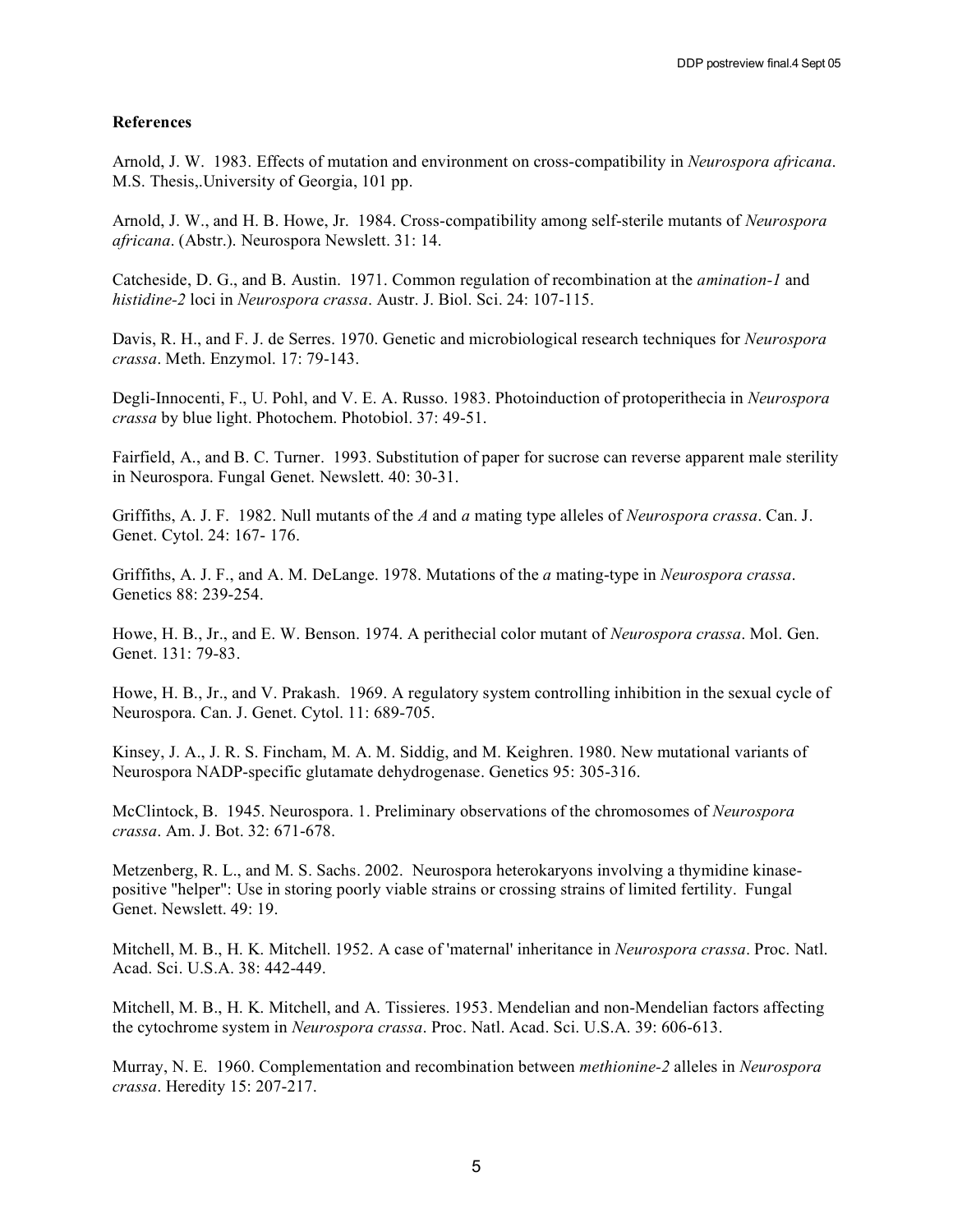**References**

Arnold, J. W. 1983. Effects of mutation and environment on cross-compatibility in *Neurospora africana*. M.S. Thesis,.University of Georgia, 101 pp.

Arnold, J. W., and H. B. Howe, Jr. 1984. Cross-compatibility among self-sterile mutants of *Neurospora africana*. (Abstr.). Neurospora Newslett. 31: 14.

Catcheside, D. G., and B. Austin. 1971. Common regulation of recombination at the *amination-1* and *histidine-2* loci in *Neurospora crassa*. Austr. J. Biol. Sci. 24: 107-115.

Davis, R. H., and F. J. de Serres. 1970. Genetic and microbiological research techniques for *Neurospora crassa*. Meth. Enzymol. 17: 79-143.

Degli-Innocenti, F., U. Pohl, and V. E. A. Russo. 1983. Photoinduction of protoperithecia in *Neurospora crassa* by blue light. Photochem. Photobiol. 37: 49-51.

Fairfield, A., and B. C. Turner. 1993. Substitution of paper for sucrose can reverse apparent male sterility in Neurospora. Fungal Genet. Newslett. 40: 30-31.

Griffiths, A. J. F. 1982. Null mutants of the *A* and *a* mating type alleles of *Neurospora crassa*. Can. J. Genet. Cytol. 24: 167- 176.

Griffiths, A. J. F., and A. M. DeLange. 1978. Mutations of the *a* mating-type in *Neurospora crassa*. Genetics 88: 239-254.

Howe, H. B., Jr., and E. W. Benson. 1974. A perithecial color mutant of *Neurospora crassa*. Mol. Gen. Genet. 131: 79-83.

Howe, H. B., Jr., and V. Prakash. 1969. A regulatory system controlling inhibition in the sexual cycle of Neurospora. Can. J. Genet. Cytol. 11: 689-705.

Kinsey, J. A., J. R. S. Fincham, M. A. M. Siddig, and M. Keighren. 1980. New mutational variants of Neurospora NADP-specific glutamate dehydrogenase. Genetics 95: 305-316.

McClintock, B. 1945. Neurospora. 1. Preliminary observations of the chromosomes of *Neurospora crassa*. Am. J. Bot. 32: 671-678.

Metzenberg, R. L., and M. S. Sachs. 2002. Neurospora heterokaryons involving a thymidine kinase-positive "helper": Use in storing poorly viable strains or crossing strains of limited fertility. Fungal Genet. Newslett. 49: 19.

Mitchell, M. B., H. K. Mitchell. 1952. A case of 'maternal' inheritance in *Neurospora crassa*. Proc. Natl. Acad. Sci. U.S.A. 38: 442-449.

Mitchell, M. B., H. K. Mitchell, and A. Tissieres. 1953. Mendelian and non-Mendelian factors affecting the cytochrome system in *Neurospora crassa*. Proc. Natl. Acad. Sci. U.S.A. 39: 606-613.

Murray, N. E. 1960. Complementation and recombination between *methionine-2* alleles in *Neurospora crassa*. Heredity 15: 207-217.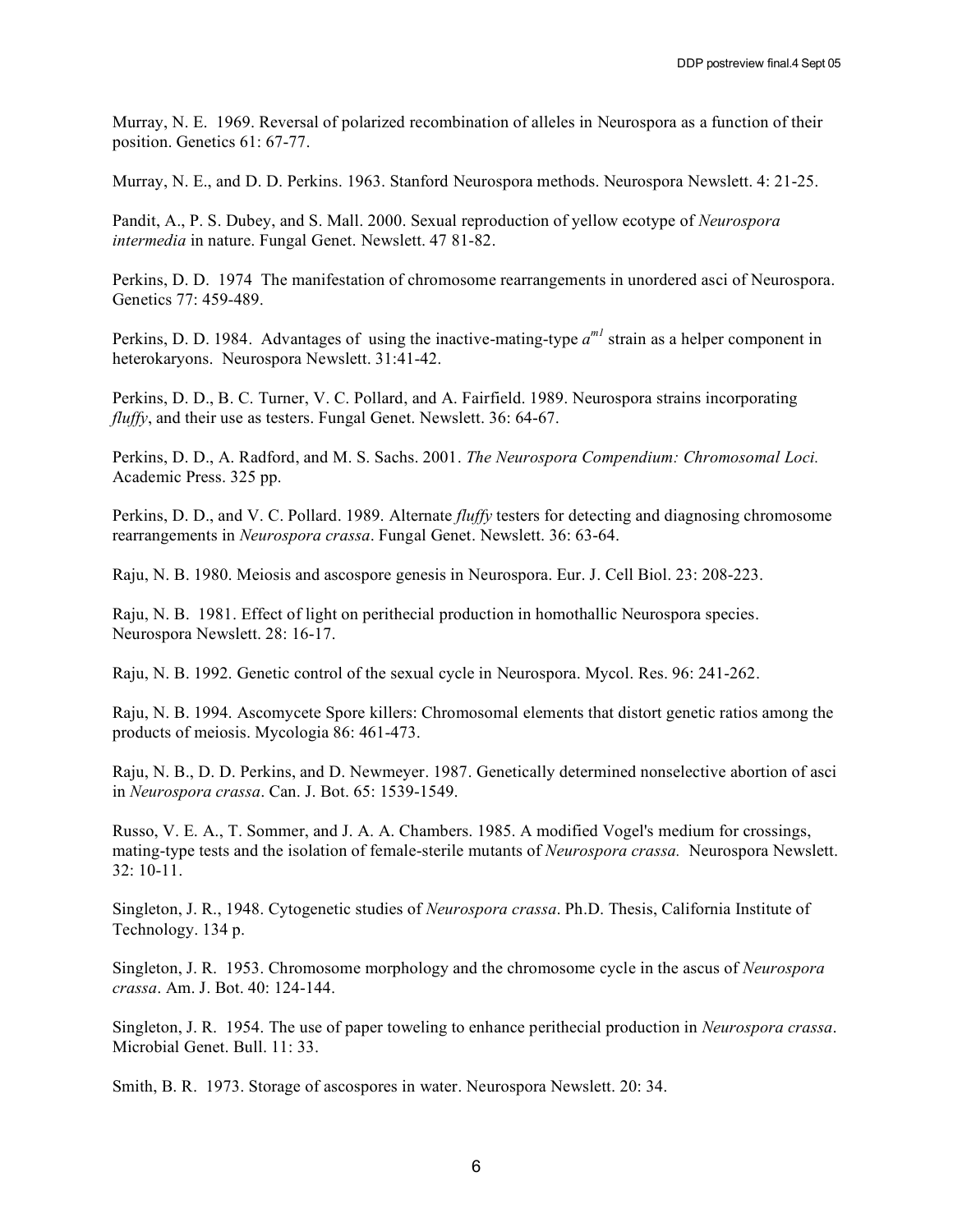Murray, N. E. 1969. Reversal of polarized recombination of alleles in Neurospora as a function of their position. Genetics 61: 67-77.

Murray, N. E., and D. D. Perkins. 1963. Stanford Neurospora methods. Neurospora Newslett. 4: 21-25.

Pandit, A., P. S. Dubey, and S. Mall. 2000. Sexual reproduction of yellow ecotype of *Neurospora intermedia* in nature. Fungal Genet. Newslett. 47 81-82.

Perkins, D. D. 1974 The manifestation of chromosome rearrangements in unordered asci of Neurospora. Genetics 77: 459-489.

Perkins, D. D. 1984. Advantages of using the inactive-mating-type $a^{m1}$ strain as a helper component in heterokaryons. Neurospora Newslett. 31:41-42.

Perkins, D. D., B. C. Turner, V. C. Pollard, and A. Fairfield. 1989. Neurospora strains incorporating *fluffy*, and their use as testers. Fungal Genet. Newslett. 36: 64-67.

Perkins, D. D., A. Radford, and M. S. Sachs. 2001. *The Neurospora Compendium: Chromosomal Loci.* Academic Press. 325 pp.

Perkins, D. D., and V. C. Pollard. 1989. Alternate *fluffy* testers for detecting and diagnosing chromosome rearrangements in *Neurospora crassa*. Fungal Genet. Newslett. 36: 63-64.

Raju, N. B. 1980. Meiosis and ascospore genesis in Neurospora. Eur. J. Cell Biol. 23: 208-223.

Raju, N. B. 1981. Effect of light on perithecial production in homothallic Neurospora species. Neurospora Newslett. 28: 16-17.

Raju, N. B. 1992. Genetic control of the sexual cycle in Neurospora. Mycol. Res. 96: 241-262.

Raju, N. B. 1994. Ascomycete Spore killers: Chromosomal elements that distort genetic ratios among the products of meiosis. Mycologia 86: 461-473.

Raju, N. B., D. D. Perkins, and D. Newmeyer. 1987. Genetically determined nonselective abortion of asci in *Neurospora crassa*. Can. J. Bot. 65: 1539-1549.

Russo, V. E. A., T. Sommer, and J. A. A. Chambers. 1985. A modified Vogel's medium for crossings, mating-type tests and the isolation of female-sterile mutants of *Neurospora crassa.* Neurospora Newslett. 32: 10-11.

Singleton, J. R., 1948. Cytogenetic studies of *Neurospora crassa*. Ph.D. Thesis, California Institute of Technology. 134 p.

Singleton, J. R. 1953. Chromosome morphology and the chromosome cycle in the ascus of *Neurospora crassa*. Am. J. Bot. 40: 124-144.

Singleton, J. R. 1954. The use of paper toweling to enhance perithecial production in *Neurospora crassa*. Microbial Genet. Bull. 11: 33.

Smith, B. R. 1973. Storage of ascospores in water. Neurospora Newslett. 20: 34.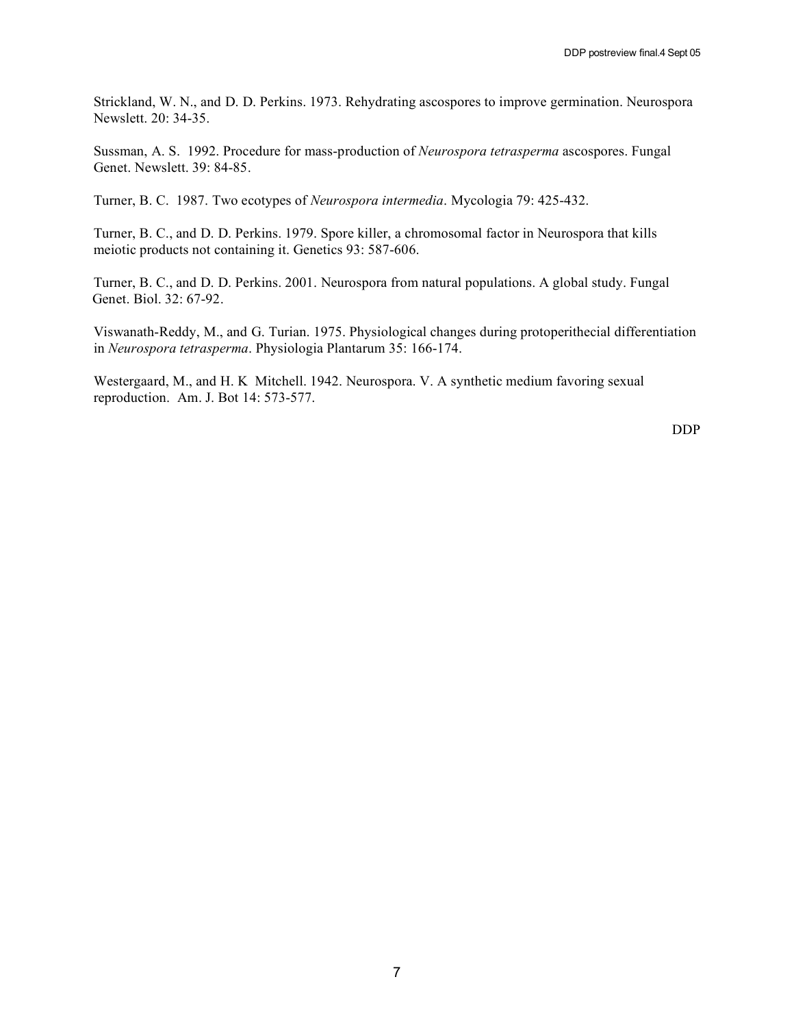Strickland, W. N., and D. D. Perkins. 1973. Rehydrating ascospores to improve germination. Neurospora Newslett. 20: 34-35.

Sussman, A. S. 1992. Procedure for mass-production of *Neurospora tetrasperma* ascospores. Fungal Genet. Newslett. 39: 84-85.

Turner, B. C. 1987. Two ecotypes of *Neurospora intermedia*. Mycologia 79: 425-432.

Turner, B. C., and D. D. Perkins. 1979. Spore killer, a chromosomal factor in Neurospora that kills meiotic products not containing it. Genetics 93: 587-606.

Turner, B. C., and D. D. Perkins. 2001. Neurospora from natural populations. A global study. Fungal Genet. Biol. 32: 67-92.

Viswanath-Reddy, M., and G. Turian. 1975. Physiological changes during protoperithecial differentiation in *Neurospora tetrasperma*. Physiologia Plantarum 35: 166-174.

Westergaard, M., and H. K Mitchell. 1942. Neurospora. V. A synthetic medium favoring sexual reproduction. Am. J. Bot 14: 573-577.

DDP